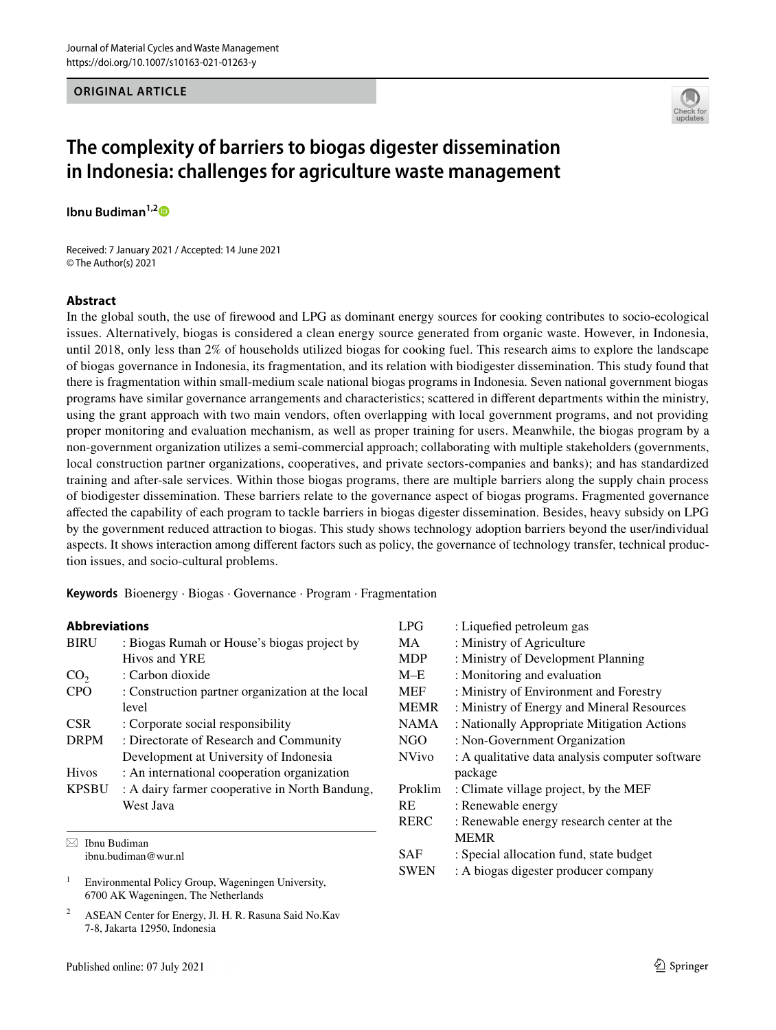ORIGINAL ARTICLE

# The complexity of barriers to biogas digester dissemination in Indonesia: challenges for agriculture waste management

**Ibnu Budiman**[1,2]

Received: 7 January 2021 / Accepted: 14 June 2021
© The Author(s) 2021

## Abstract

In the global south, the use of firewood and LPG as dominant energy sources for cooking contributes to socio-ecological issues. Alternatively, biogas is considered a clean energy source generated from organic waste. However, in Indonesia, until 2018, only less than 2% of households utilized biogas for cooking fuel. This research aims to explore the landscape of biogas governance in Indonesia, its fragmentation, and its relation with biodigester dissemination. This study found that there is fragmentation within small-medium scale national biogas programs in Indonesia. Seven national government biogas programs have similar governance arrangements and characteristics; scattered in different departments within the ministry, using the grant approach with two main vendors, often overlapping with local government programs, and not providing proper monitoring and evaluation mechanism, as well as proper training for users. Meanwhile, the biogas program by a non-government organization utilizes a semi-commercial approach; collaborating with multiple stakeholders (governments, local construction partner organizations, cooperatives, and private sectors-companies and banks); and has standardized training and after-sale services. Within those biogas programs, there are multiple barriers along the supply chain process of biodigester dissemination. These barriers relate to the governance aspect of biogas programs. Fragmented governance affected the capability of each program to tackle barriers in biogas digester dissemination. Besides, heavy subsidy on LPG by the government reduced attraction to biogas. This study shows technology adoption barriers beyond the user/individual aspects. It shows interaction among different factors such as policy, the governance of technology transfer, technical production issues, and socio-cultural problems.

**Keywords** Bioenergy · Biogas · Governance · Program · Fragmentation

### Abbreviations

| | |
|---|---|
| BIRU | : Biogas Rumah or House's biogas project by Hivos and YRE |
| $CO_2$ | : Carbon dioxide |
| CPO | : Construction partner organization at the local level |
| CSR | : Corporate social responsibility |
| DRPM | : Directorate of Research and Community Development at University of Indonesia |
| Hivos | : An international cooperation organization |
| KPSBU | : A dairy farmer cooperative in North Bandung, West Java |
| LPG | : Liquefied petroleum gas |
| MA | : Ministry of Agriculture |
| MDP | : Ministry of Development Planning |
| M–E | : Monitoring and evaluation |
| MEF | : Ministry of Environment and Forestry |
| MEMR | : Ministry of Energy and Mineral Resources |
| NAMA | : Nationally Appropriate Mitigation Actions |
| NGO | : Non-Government Organization |
| NVivo | : A qualitative data analysis computer software package |
| Proklim | : Climate village project, by the MEF |
| RE | : Renewable energy |
| RERC | : Renewable energy research center at the MEMR |
| SAF | : Special allocation fund, state budget |
| SWEN | : A biogas digester producer company |

✉ Ibnu Budiman
ibnu.budiman@wur.nl

[1] Environmental Policy Group, Wageningen University, 6700 AK Wageningen, The Netherlands

[2] ASEAN Center for Energy, Jl. H. R. Rasuna Said No.Kav 7-8, Jakarta 12950, Indonesia

Published online: 07 July 2021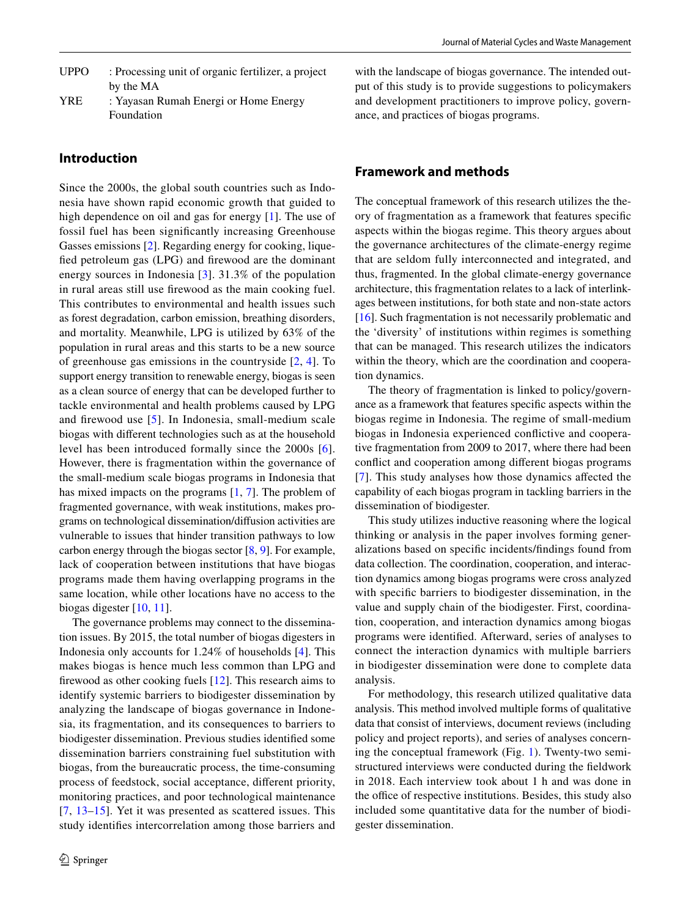UPPO : Processing unit of organic fertilizer, a project by the MA

YRE : Yayasan Rumah Energi or Home Energy Foundation

## Introduction

Since the 2000s, the global south countries such as Indonesia have shown rapid economic growth that guided to high dependence on oil and gas for energy [1]. The use of fossil fuel has been significantly increasing Greenhouse Gasses emissions [2]. Regarding energy for cooking, liquefied petroleum gas (LPG) and firewood are the dominant energy sources in Indonesia [3]. 31.3% of the population in rural areas still use firewood as the main cooking fuel. This contributes to environmental and health issues such as forest degradation, carbon emission, breathing disorders, and mortality. Meanwhile, LPG is utilized by 63% of the population in rural areas and this starts to be a new source of greenhouse gas emissions in the countryside [2, 4]. To support energy transition to renewable energy, biogas is seen as a clean source of energy that can be developed further to tackle environmental and health problems caused by LPG and firewood use [5]. In Indonesia, small-medium scale biogas with different technologies such as at the household level has been introduced formally since the 2000s [6]. However, there is fragmentation within the governance of the small-medium scale biogas programs in Indonesia that has mixed impacts on the programs [1, 7]. The problem of fragmented governance, with weak institutions, makes programs on technological dissemination/diffusion activities are vulnerable to issues that hinder transition pathways to low carbon energy through the biogas sector [8, 9]. For example, lack of cooperation between institutions that have biogas programs made them having overlapping programs in the same location, while other locations have no access to the biogas digester [10, 11].

The governance problems may connect to the dissemination issues. By 2015, the total number of biogas digesters in Indonesia only accounts for 1.24% of households [4]. This makes biogas is hence much less common than LPG and firewood as other cooking fuels [12]. This research aims to identify systemic barriers to biodigester dissemination by analyzing the landscape of biogas governance in Indonesia, its fragmentation, and its consequences to barriers to biodigester dissemination. Previous studies identified some dissemination barriers constraining fuel substitution with biogas, from the bureaucratic process, the time-consuming process of feedstock, social acceptance, different priority, monitoring practices, and poor technological maintenance [7, 13–15]. Yet it was presented as scattered issues. This study identifies intercorrelation among those barriers and with the landscape of biogas governance. The intended output of this study is to provide suggestions to policymakers and development practitioners to improve policy, governance, and practices of biogas programs.

## Framework and methods

The conceptual framework of this research utilizes the theory of fragmentation as a framework that features specific aspects within the biogas regime. This theory argues about the governance architectures of the climate-energy regime that are seldom fully interconnected and integrated, and thus, fragmented. In the global climate-energy governance architecture, this fragmentation relates to a lack of interlinkages between institutions, for both state and non-state actors [16]. Such fragmentation is not necessarily problematic and the 'diversity' of institutions within regimes is something that can be managed. This research utilizes the indicators within the theory, which are the coordination and cooperation dynamics.

The theory of fragmentation is linked to policy/governance as a framework that features specific aspects within the biogas regime in Indonesia. The regime of small-medium biogas in Indonesia experienced conflictive and cooperative fragmentation from 2009 to 2017, where there had been conflict and cooperation among different biogas programs [7]. This study analyses how those dynamics affected the capability of each biogas program in tackling barriers in the dissemination of biodigester.

This study utilizes inductive reasoning where the logical thinking or analysis in the paper involves forming generalizations based on specific incidents/findings found from data collection. The coordination, cooperation, and interaction dynamics among biogas programs were cross analyzed with specific barriers to biodigester dissemination, in the value and supply chain of the biodigester. First, coordination, cooperation, and interaction dynamics among biogas programs were identified. Afterward, series of analyses to connect the interaction dynamics with multiple barriers in biodigester dissemination were done to complete data analysis.

For methodology, this research utilized qualitative data analysis. This method involved multiple forms of qualitative data that consist of interviews, document reviews (including policy and project reports), and series of analyses concerning the conceptual framework (Fig. 1). Twenty-two semi-structured interviews were conducted during the fieldwork in 2018. Each interview took about 1 h and was done in the office of respective institutions. Besides, this study also included some quantitative data for the number of biodigester dissemination.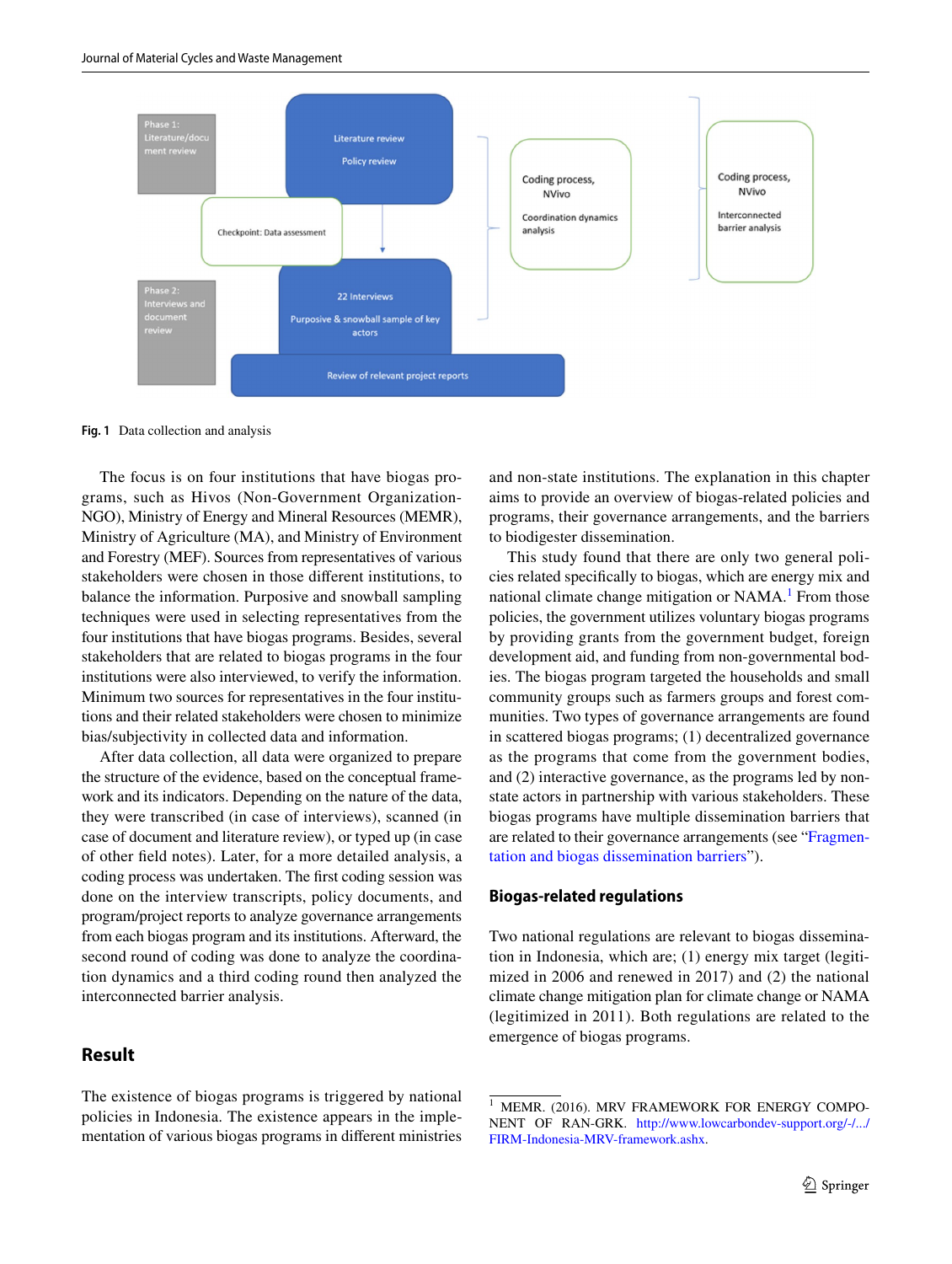Fig. 1 Data collection and analysis

The focus is on four institutions that have biogas programs, such as Hivos (Non-Government Organization-NGO), Ministry of Energy and Mineral Resources (MEMR), Ministry of Agriculture (MA), and Ministry of Environment and Forestry (MEF). Sources from representatives of various stakeholders were chosen in those different institutions, to balance the information. Purposive and snowball sampling techniques were used in selecting representatives from the four institutions that have biogas programs. Besides, several stakeholders that are related to biogas programs in the four institutions were also interviewed, to verify the information. Minimum two sources for representatives in the four institutions and their related stakeholders were chosen to minimize bias/subjectivity in collected data and information.

After data collection, all data were organized to prepare the structure of the evidence, based on the conceptual framework and its indicators. Depending on the nature of the data, they were transcribed (in case of interviews), scanned (in case of document and literature review), or typed up (in case of other field notes). Later, for a more detailed analysis, a coding process was undertaken. The first coding session was done on the interview transcripts, policy documents, and program/project reports to analyze governance arrangements from each biogas program and its institutions. Afterward, the second round of coding was done to analyze the coordination dynamics and a third coding round then analyzed the interconnected barrier analysis.

## Result

The existence of biogas programs is triggered by national policies in Indonesia. The existence appears in the implementation of various biogas programs in different ministries and non-state institutions. The explanation in this chapter aims to provide an overview of biogas-related policies and programs, their governance arrangements, and the barriers to biodigester dissemination.

This study found that there are only two general policies related specifically to biogas, which are energy mix and national climate change mitigation or NAMA.[1] From those policies, the government utilizes voluntary biogas programs by providing grants from the government budget, foreign development aid, and funding from non-governmental bodies. The biogas program targeted the households and small community groups such as farmers groups and forest communities. Two types of governance arrangements are found in scattered biogas programs; (1) decentralized governance as the programs that come from the government bodies, and (2) interactive governance, as the programs led by non-state actors in partnership with various stakeholders. These biogas programs have multiple dissemination barriers that are related to their governance arrangements (see "Fragmentation and biogas dissemination barriers").

### Biogas-related regulations

Two national regulations are relevant to biogas dissemination in Indonesia, which are; (1) energy mix target (legitimized in 2006 and renewed in 2017) and (2) the national climate change mitigation plan for climate change or NAMA (legitimized in 2011). Both regulations are related to the emergence of biogas programs.

[1] MEMR. (2016). MRV FRAMEWORK FOR ENERGY COMPONENT OF RAN-GRK. http://www.lowcarbondev-support.org/-/.../FIRM-Indonesia-MRV-framework.ashx.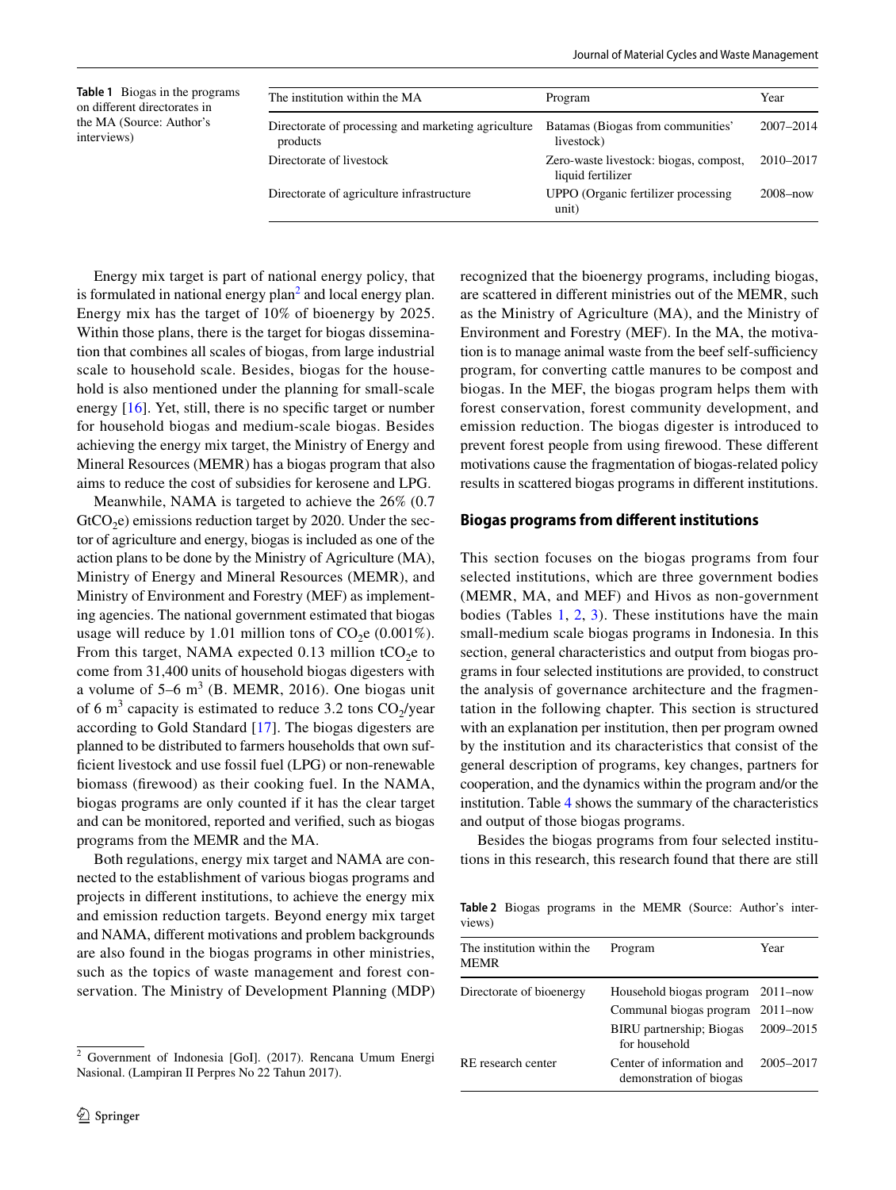Table 1 Biogas in the programs on different directorates in the MA (Source: Author's interviews)

| The institution within the MA | Program | Year |
|---|---|---|
| Directorate of processing and marketing agriculture products | Batamas (Biogas from communities' livestock) | 2007–2014 |
| Directorate of livestock | Zero-waste livestock: biogas, compost, liquid fertilizer | 2010–2017 |
| Directorate of agriculture infrastructure | UPPO (Organic fertilizer processing unit) | 2008–now |

Energy mix target is part of national energy policy, that is formulated in national energy plan[2] and local energy plan. Energy mix has the target of 10% of bioenergy by 2025. Within those plans, there is the target for biogas dissemination that combines all scales of biogas, from large industrial scale to household scale. Besides, biogas for the household is also mentioned under the planning for small-scale energy [16]. Yet, still, there is no specific target or number for household biogas and medium-scale biogas. Besides achieving the energy mix target, the Ministry of Energy and Mineral Resources (MEMR) has a biogas program that also aims to reduce the cost of subsidies for kerosene and LPG.

Meanwhile, NAMA is targeted to achieve the 26% (0.7 $GtCO_2e$) emissions reduction target by 2020. Under the sector of agriculture and energy, biogas is included as one of the action plans to be done by the Ministry of Agriculture (MA), Ministry of Energy and Mineral Resources (MEMR), and Ministry of Environment and Forestry (MEF) as implementing agencies. The national government estimated that biogas usage will reduce by 1.01 million tons of $CO_2e$ (0.001%). From this target, NAMA expected 0.13 million $tCO_2e$ to come from 31,400 units of household biogas digesters with a volume of 5–6 $m^3$ (B. MEMR, 2016). One biogas unit of 6 $m^3$ capacity is estimated to reduce 3.2 tons $CO_2$/year according to Gold Standard [17]. The biogas digesters are planned to be distributed to farmers households that own sufficient livestock and use fossil fuel (LPG) or non-renewable biomass (firewood) as their cooking fuel. In the NAMA, biogas programs are only counted if it has the clear target and can be monitored, reported and verified, such as biogas programs from the MEMR and the MA.

Both regulations, energy mix target and NAMA are connected to the establishment of various biogas programs and projects in different institutions, to achieve the energy mix and emission reduction targets. Beyond energy mix target and NAMA, different motivations and problem backgrounds are also found in the biogas programs in other ministries, such as the topics of waste management and forest conservation. The Ministry of Development Planning (MDP) recognized that the bioenergy programs, including biogas, are scattered in different ministries out of the MEMR, such as the Ministry of Agriculture (MA), and the Ministry of Environment and Forestry (MEF). In the MA, the motivation is to manage animal waste from the beef self-sufficiency program, for converting cattle manures to be compost and biogas. In the MEF, the biogas program helps them with forest conservation, forest community development, and emission reduction. The biogas digester is introduced to prevent forest people from using firewood. These different motivations cause the fragmentation of biogas-related policy results in scattered biogas programs in different institutions.

## Biogas programs from different institutions

This section focuses on the biogas programs from four selected institutions, which are three government bodies (MEMR, MA, and MEF) and Hivos as non-government bodies (Tables 1, 2, 3). These institutions have the main small-medium scale biogas programs in Indonesia. In this section, general characteristics and output from biogas programs in four selected institutions are provided, to construct the analysis of governance architecture and the fragmentation in the following chapter. This section is structured with an explanation per institution, then per program owned by the institution and its characteristics that consist of the general description of programs, key changes, partners for cooperation, and the dynamics within the program and/or the institution. Table 4 shows the summary of the characteristics and output of those biogas programs.

Besides the biogas programs from four selected institutions in this research, this research found that there are still

Table 2 Biogas programs in the MEMR (Source: Author's interviews)

| The institution within the MEMR | Program | Year |
|---|---|---|
| Directorate of bioenergy | Household biogas program | 2011–now |
| | Communal biogas program | 2011–now |
| | BIRU partnership; Biogas for household | 2009–2015 |
| RE research center | Center of information and demonstration of biogas | 2005–2017 |

[2] Government of Indonesia [GoI]. (2017). Rencana Umum Energi Nasional. (Lampiran II Perpres No 22 Tahun 2017).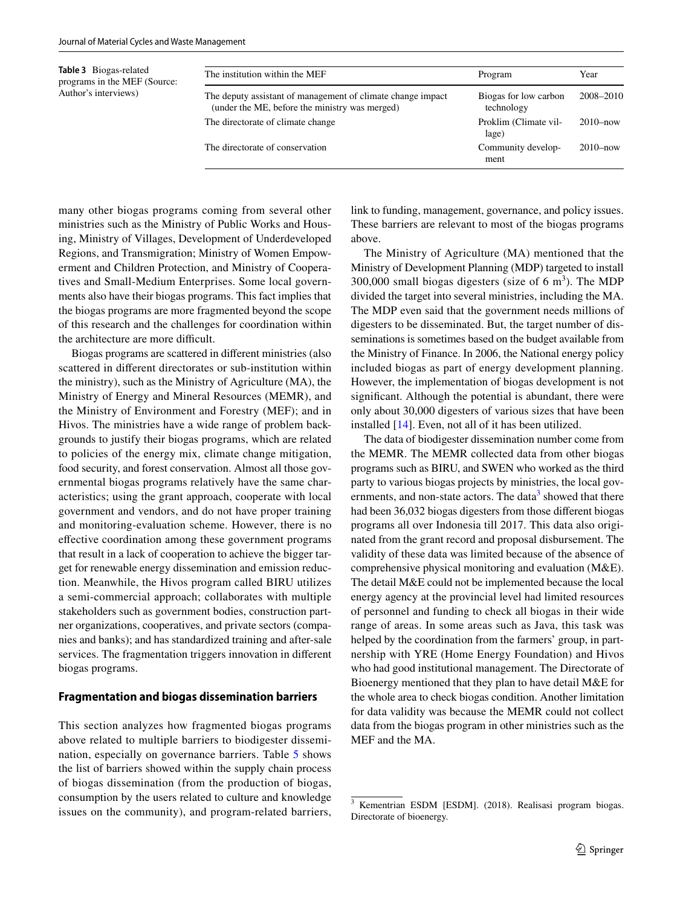**Table 3** Biogas-related programs in the MEF (Source: Author's interviews)

| The institution within the MEF | Program | Year |
|---|---|---|
| The deputy assistant of management of climate change impact (under the ME, before the ministry was merged) | Biogas for low carbon technology | 2008–2010 |
| The directorate of climate change | Proklim (Climate village) | 2010–now |
| The directorate of conservation | Community development | 2010–now |

many other biogas programs coming from several other ministries such as the Ministry of Public Works and Housing, Ministry of Villages, Development of Underdeveloped Regions, and Transmigration; Ministry of Women Empowerment and Children Protection, and Ministry of Cooperatives and Small-Medium Enterprises. Some local governments also have their biogas programs. This fact implies that the biogas programs are more fragmented beyond the scope of this research and the challenges for coordination within the architecture are more difficult.

Biogas programs are scattered in different ministries (also scattered in different directorates or sub-institution within the ministry), such as the Ministry of Agriculture (MA), the Ministry of Energy and Mineral Resources (MEMR), and the Ministry of Environment and Forestry (MEF); and in Hivos. The ministries have a wide range of problem backgrounds to justify their biogas programs, which are related to policies of the energy mix, climate change mitigation, food security, and forest conservation. Almost all those governmental biogas programs relatively have the same characteristics; using the grant approach, cooperate with local government and vendors, and do not have proper training and monitoring-evaluation scheme. However, there is no effective coordination among these government programs that result in a lack of cooperation to achieve the bigger target for renewable energy dissemination and emission reduction. Meanwhile, the Hivos program called BIRU utilizes a semi-commercial approach; collaborates with multiple stakeholders such as government bodies, construction partner organizations, cooperatives, and private sectors (companies and banks); and has standardized training and after-sale services. The fragmentation triggers innovation in different biogas programs.

## Fragmentation and biogas dissemination barriers

This section analyzes how fragmented biogas programs above related to multiple barriers to biodigester dissemination, especially on governance barriers. Table 5 shows the list of barriers showed within the supply chain process of biogas dissemination (from the production of biogas, consumption by the users related to culture and knowledge issues on the community), and program-related barriers, link to funding, management, governance, and policy issues. These barriers are relevant to most of the biogas programs above.

The Ministry of Agriculture (MA) mentioned that the Ministry of Development Planning (MDP) targeted to install 300,000 small biogas digesters (size of 6 $m^3$). The MDP divided the target into several ministries, including the MA. The MDP even said that the government needs millions of digesters to be disseminated. But, the target number of disseminations is sometimes based on the budget available from the Ministry of Finance. In 2006, the National energy policy included biogas as part of energy development planning. However, the implementation of biogas development is not significant. Although the potential is abundant, there were only about 30,000 digesters of various sizes that have been installed [14]. Even, not all of it has been utilized.

The data of biodigester dissemination number come from the MEMR. The MEMR collected data from other biogas programs such as BIRU, and SWEN who worked as the third party to various biogas projects by ministries, the local governments, and non-state actors. The data[3] showed that there had been 36,032 biogas digesters from those different biogas programs all over Indonesia till 2017. This data also originated from the grant record and proposal disbursement. The validity of these data was limited because of the absence of comprehensive physical monitoring and evaluation (M&E). The detail M&E could not be implemented because the local energy agency at the provincial level had limited resources of personnel and funding to check all biogas in their wide range of areas. In some areas such as Java, this task was helped by the coordination from the farmers' group, in partnership with YRE (Home Energy Foundation) and Hivos who had good institutional management. The Directorate of Bioenergy mentioned that they plan to have detail M&E for the whole area to check biogas condition. Another limitation for data validity was because the MEMR could not collect data from the biogas program in other ministries such as the MEF and the MA.

[3] Kementrian ESDM [ESDM]. (2018). Realisasi program biogas. Directorate of bioenergy.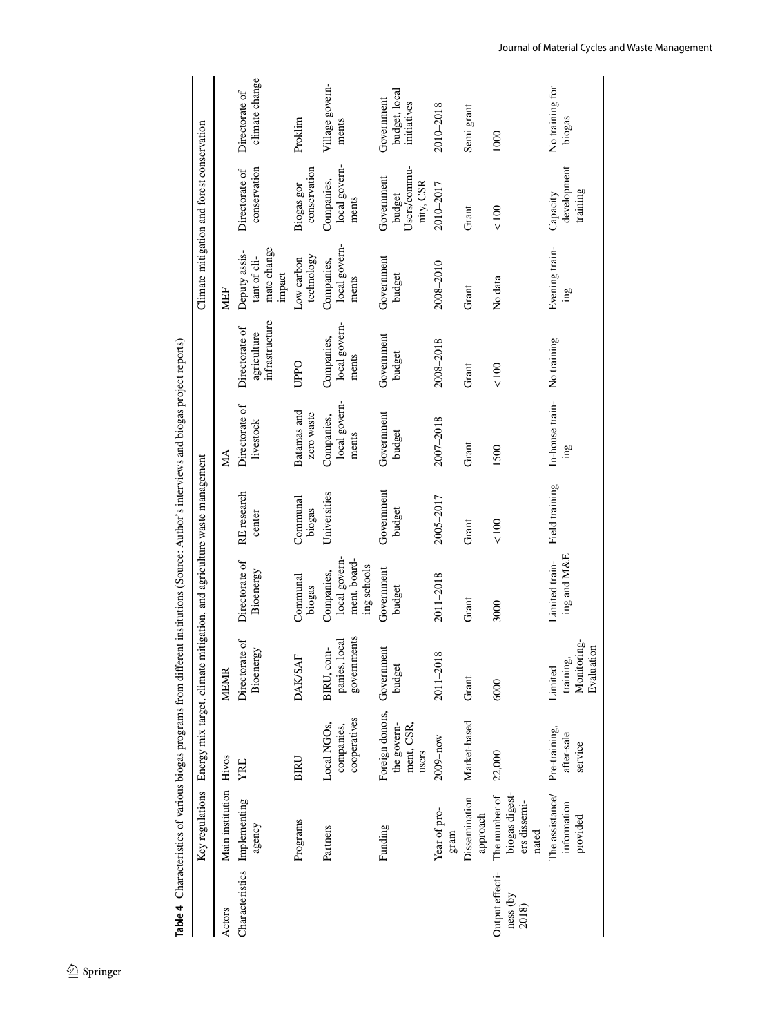**Table 4** Characteristics of various biogas programs from different institutions (Source: Author's interviews and biogas project reports)

| | Key regulations | Energy mix target, climate mitigation, and agriculture waste management | | | | | Climate mitigation and forest conservation | | |
|---|---|---|---|---|---|---|---|---|---|
| Actors | Main institution | Hivos | MEMR | | | MA | | MEF | | |
| Characteristics | Implementing agency | YRE | Directorate of Bioenergy | Directorate of Bioenergy | RE research center | Directorate of livestock | Directorate of agriculture infrastructure | Deputy assistant of climate change impact | Directorate of conservation | Directorate of climate change |
| | Programs | BIRU | DAK/SAF | Communal biogas | Communal biogas | Batamas and zero waste | UPPO | Low carbon technology | Biogas gor conservation | Proklim |
| | Partners | Local NGOs, companies, cooperatives | BIRU, companies, local governments | Companies, local government, boarding schools | Universities | Companies, local governments | Companies, local governments | Companies, local governments | Companies, local governments | Village governments |
| | Funding | Foreign donors, the government, CSR, users | Government budget | Government budget | Government budget | Government budget | Government budget | Government budget | Government budget Users/community, CSR | Government budget, local initiatives |
| | Year of program | 2009–now | 2011–2018 | 2011–2018 | 2005–2017 | 2007–2018 | 2008–2018 | 2008–2010 | 2010–2017 | 2010–2018 |
| | Dissemination approach | Market-based | Grant | Grant | Grant | Grant | Grant | Grant | Grant | Semi grant |
| Output effectiveness (by 2018) | The number of biogas digesters disseminated | 22,000 | 6000 | 3000 | <100 | 1500 | <100 | No data | <100 | 1000 |
| | The assistance/information provided | Pre-training, after-sale service | Limited training, Monitoring-Evaluation | Limited training and M&E | Field training | In-house training | No training | Evening training | Capacity development training | No training for biogas |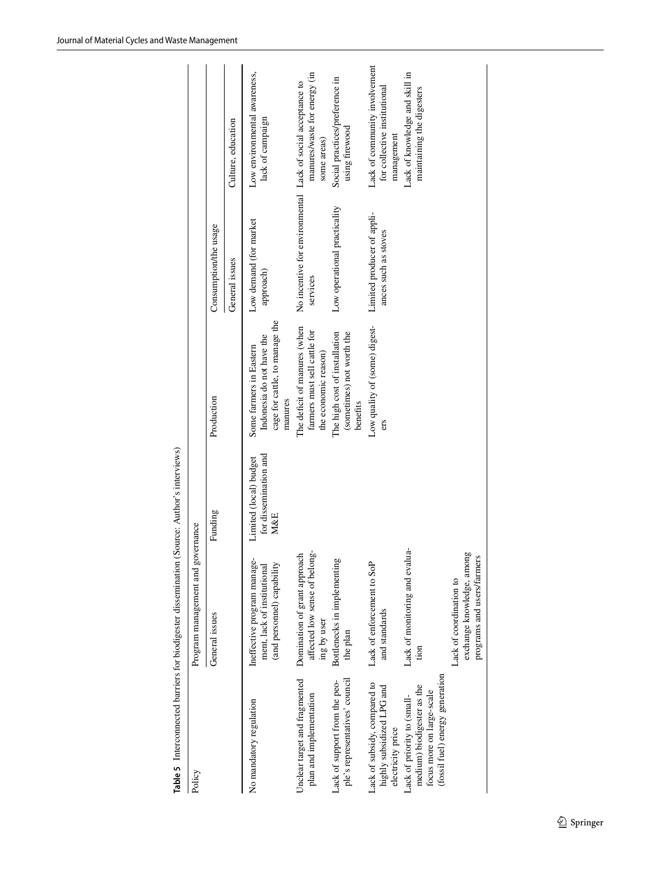**Table 5** Interconnected barriers for biodigester dissemination (Source: Author's interviews)

| Policy | Program management and governance | | Production | Consumption/the usage | |
|---|---|---|---|---|---|
| | General issues | Funding | | General issues | Culture, education |
| No mandatory regulation | Ineffective program management, lack of institutional (and personnel) capability | Limited (local) budget for dissemination and M&E | Some farmers in Eastern Indonesia do not have the cage for cattle, to manage the manures | Low demand (for market approach) | Low environmental awareness, lack of campaign |
| Unclear target and fragmented plan and implementation | Domination of grant approach affected low sense of belonging by user | | The deficit of manures (when farmers must sell cattle for the economic reason) | No incentive for environmental services | Lack of social acceptance to manures/waste for energy (in some areas) |
| Lack of support from the people's representatives' council | Bottlenecks in implementing the plan | | The high cost of installation (sometimes) not worth the benefits | Low operational practicality | Social practices/preference in using firewood |
| Lack of subsidy, compared to highly subsidized LPG and electricity price | Lack of enforcement to SoP and standards | | Low quality of (some) digesters | Limited producer of appliances such as stoves | Lack of community involvement for collective institutional management |
| Lack of priority to (small-medium) biodigester as the focus more on large-scale (fossil fuel) energy generation | Lack of monitoring and evaluation | | | | Lack of knowledge and skill in maintaining the digesters |
| | Lack of coordination to exchange knowledge, among programs and users/farmers | | | | |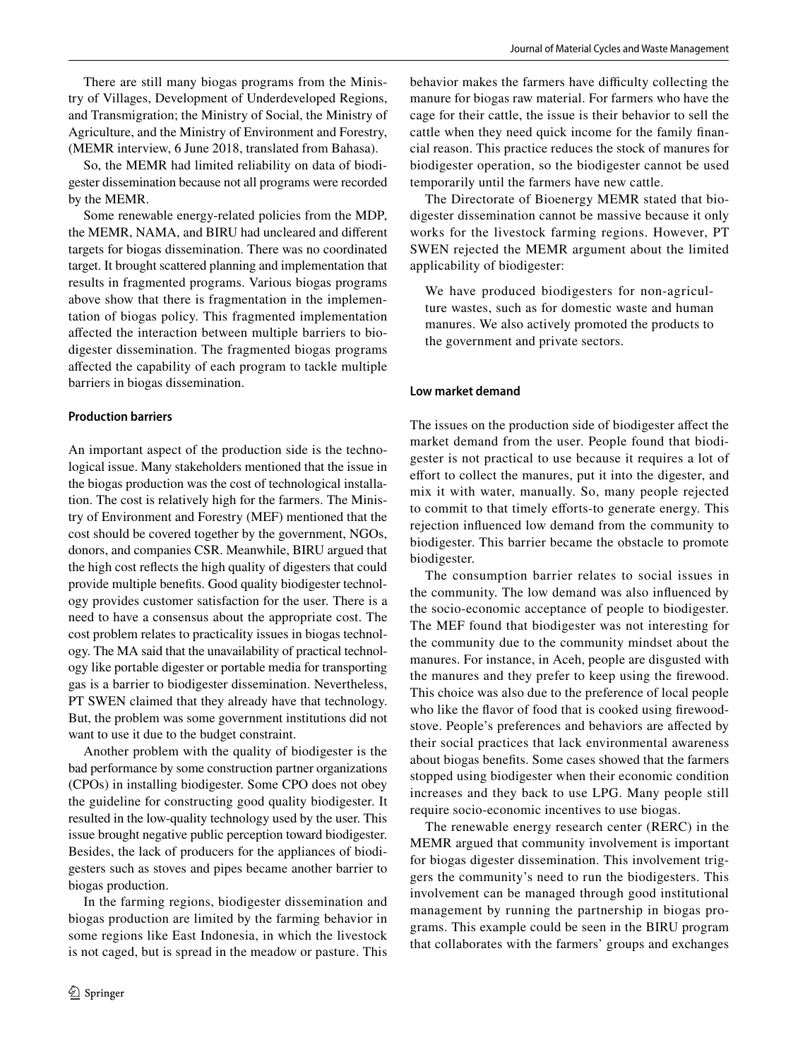There are still many biogas programs from the Ministry of Villages, Development of Underdeveloped Regions, and Transmigration; the Ministry of Social, the Ministry of Agriculture, and the Ministry of Environment and Forestry, (MEMR interview, 6 June 2018, translated from Bahasa).

So, the MEMR had limited reliability on data of biodigester dissemination because not all programs were recorded by the MEMR.

Some renewable energy-related policies from the MDP, the MEMR, NAMA, and BIRU had uncleared and different targets for biogas dissemination. There was no coordinated target. It brought scattered planning and implementation that results in fragmented programs. Various biogas programs above show that there is fragmentation in the implementation of biogas policy. This fragmented implementation affected the interaction between multiple barriers to biodigester dissemination. The fragmented biogas programs affected the capability of each program to tackle multiple barriers in biogas dissemination.

#### Production barriers

An important aspect of the production side is the technological issue. Many stakeholders mentioned that the issue in the biogas production was the cost of technological installation. The cost is relatively high for the farmers. The Ministry of Environment and Forestry (MEF) mentioned that the cost should be covered together by the government, NGOs, donors, and companies CSR. Meanwhile, BIRU argued that the high cost reflects the high quality of digesters that could provide multiple benefits. Good quality biodigester technology provides customer satisfaction for the user. There is a need to have a consensus about the appropriate cost. The cost problem relates to practicality issues in biogas technology. The MA said that the unavailability of practical technology like portable digester or portable media for transporting gas is a barrier to biodigester dissemination. Nevertheless, PT SWEN claimed that they already have that technology. But, the problem was some government institutions did not want to use it due to the budget constraint.

Another problem with the quality of biodigester is the bad performance by some construction partner organizations (CPOs) in installing biodigester. Some CPO does not obey the guideline for constructing good quality biodigester. It resulted in the low-quality technology used by the user. This issue brought negative public perception toward biodigester. Besides, the lack of producers for the appliances of biodigesters such as stoves and pipes became another barrier to biogas production.

In the farming regions, biodigester dissemination and biogas production are limited by the farming behavior in some regions like East Indonesia, in which the livestock is not caged, but is spread in the meadow or pasture. This behavior makes the farmers have difficulty collecting the manure for biogas raw material. For farmers who have the cage for their cattle, the issue is their behavior to sell the cattle when they need quick income for the family financial reason. This practice reduces the stock of manures for biodigester operation, so the biodigester cannot be used temporarily until the farmers have new cattle.

The Directorate of Bioenergy MEMR stated that biodigester dissemination cannot be massive because it only works for the livestock farming regions. However, PT SWEN rejected the MEMR argument about the limited applicability of biodigester:

> We have produced biodigesters for non-agriculture wastes, such as for domestic waste and human manures. We also actively promoted the products to the government and private sectors.

#### Low market demand

The issues on the production side of biodigester affect the market demand from the user. People found that biodigester is not practical to use because it requires a lot of effort to collect the manures, put it into the digester, and mix it with water, manually. So, many people rejected to commit to that timely efforts-to generate energy. This rejection influenced low demand from the community to biodigester. This barrier became the obstacle to promote biodigester.

The consumption barrier relates to social issues in the community. The low demand was also influenced by the socio-economic acceptance of people to biodigester. The MEF found that biodigester was not interesting for the community due to the community mindset about the manures. For instance, in Aceh, people are disgusted with the manures and they prefer to keep using the firewood. This choice was also due to the preference of local people who like the flavor of food that is cooked using firewood-stove. People's preferences and behaviors are affected by their social practices that lack environmental awareness about biogas benefits. Some cases showed that the farmers stopped using biodigester when their economic condition increases and they back to use LPG. Many people still require socio-economic incentives to use biogas.

The renewable energy research center (RERC) in the MEMR argued that community involvement is important for biogas digester dissemination. This involvement triggers the community's need to run the biodigesters. This involvement can be managed through good institutional management by running the partnership in biogas programs. This example could be seen in the BIRU program that collaborates with the farmers' groups and exchanges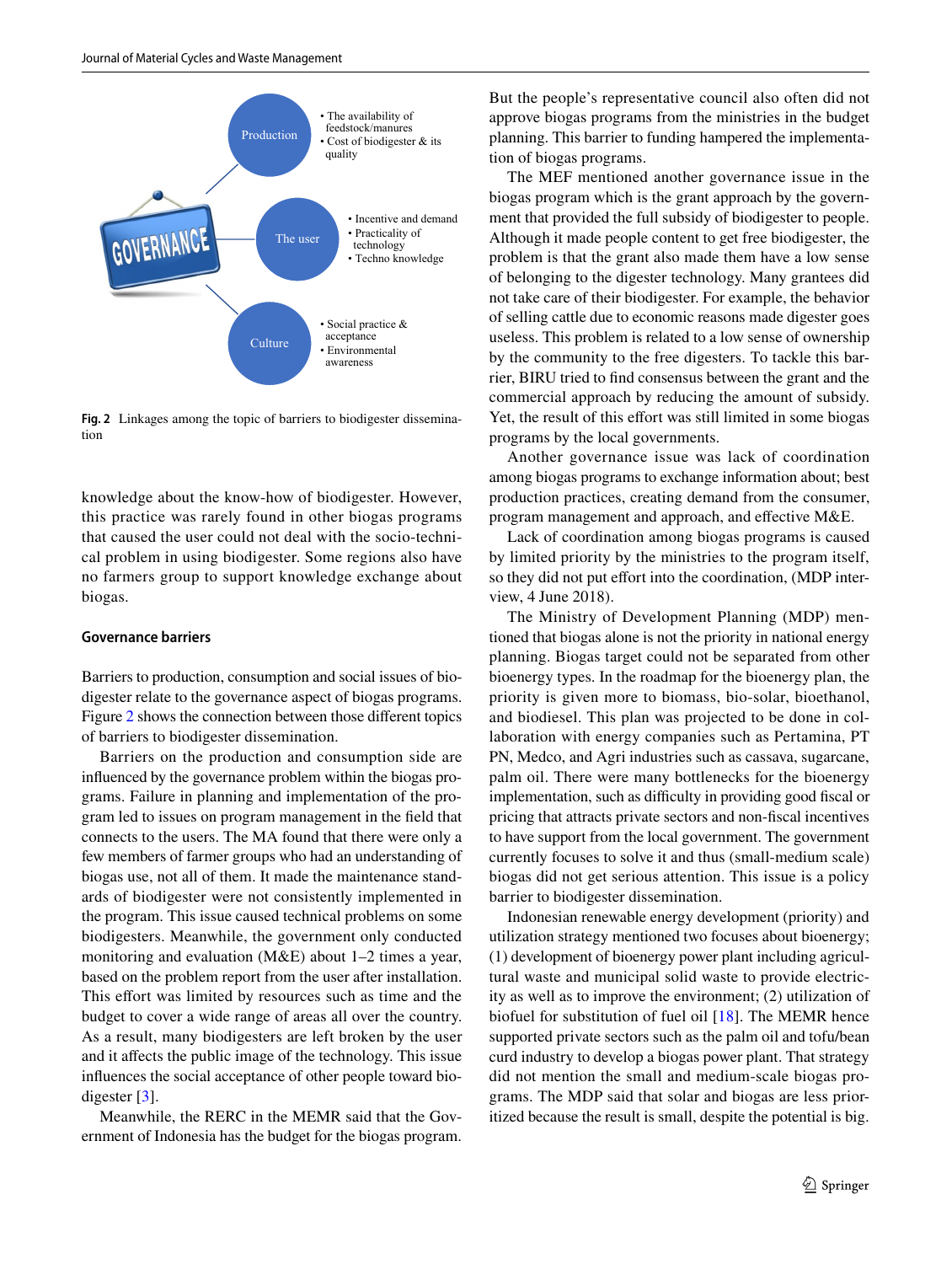Fig. 2 Linkages among the topic of barriers to biodigester dissemination

knowledge about the know-how of biodigester. However, this practice was rarely found in other biogas programs that caused the user could not deal with the socio-technical problem in using biodigester. Some regions also have no farmers group to support knowledge exchange about biogas.

### Governance barriers

Barriers to production, consumption and social issues of biodigester relate to the governance aspect of biogas programs. Figure 2 shows the connection between those different topics of barriers to biodigester dissemination.

Barriers on the production and consumption side are influenced by the governance problem within the biogas programs. Failure in planning and implementation of the program led to issues on program management in the field that connects to the users. The MA found that there were only a few members of farmer groups who had an understanding of biogas use, not all of them. It made the maintenance standards of biodigester were not consistently implemented in the program. This issue caused technical problems on some biodigesters. Meanwhile, the government only conducted monitoring and evaluation (M&E) about 1–2 times a year, based on the problem report from the user after installation. This effort was limited by resources such as time and the budget to cover a wide range of areas all over the country. As a result, many biodigesters are left broken by the user and it affects the public image of the technology. This issue influences the social acceptance of other people toward biodigester [3].

Meanwhile, the RERC in the MEMR said that the Government of Indonesia has the budget for the biogas program. But the people's representative council also often did not approve biogas programs from the ministries in the budget planning. This barrier to funding hampered the implementation of biogas programs.

The MEF mentioned another governance issue in the biogas program which is the grant approach by the government that provided the full subsidy of biodigester to people. Although it made people content to get free biodigester, the problem is that the grant also made them have a low sense of belonging to the digester technology. Many grantees did not take care of their biodigester. For example, the behavior of selling cattle due to economic reasons made digester goes useless. This problem is related to a low sense of ownership by the community to the free digesters. To tackle this barrier, BIRU tried to find consensus between the grant and the commercial approach by reducing the amount of subsidy. Yet, the result of this effort was still limited in some biogas programs by the local governments.

Another governance issue was lack of coordination among biogas programs to exchange information about; best production practices, creating demand from the consumer, program management and approach, and effective M&E.

Lack of coordination among biogas programs is caused by limited priority by the ministries to the program itself, so they did not put effort into the coordination, (MDP interview, 4 June 2018).

The Ministry of Development Planning (MDP) mentioned that biogas alone is not the priority in national energy planning. Biogas target could not be separated from other bioenergy types. In the roadmap for the bioenergy plan, the priority is given more to biomass, bio-solar, bioethanol, and biodiesel. This plan was projected to be done in collaboration with energy companies such as Pertamina, PT PN, Medco, and Agri industries such as cassava, sugarcane, palm oil. There were many bottlenecks for the bioenergy implementation, such as difficulty in providing good fiscal or pricing that attracts private sectors and non-fiscal incentives to have support from the local government. The government currently focuses to solve it and thus (small-medium scale) biogas did not get serious attention. This issue is a policy barrier to biodigester dissemination.

Indonesian renewable energy development (priority) and utilization strategy mentioned two focuses about bioenergy; (1) development of bioenergy power plant including agricultural waste and municipal solid waste to provide electricity as well as to improve the environment; (2) utilization of biofuel for substitution of fuel oil [18]. The MEMR hence supported private sectors such as the palm oil and tofu/bean curd industry to develop a biogas power plant. That strategy did not mention the small and medium-scale biogas programs. The MDP said that solar and biogas are less prioritized because the result is small, despite the potential is big.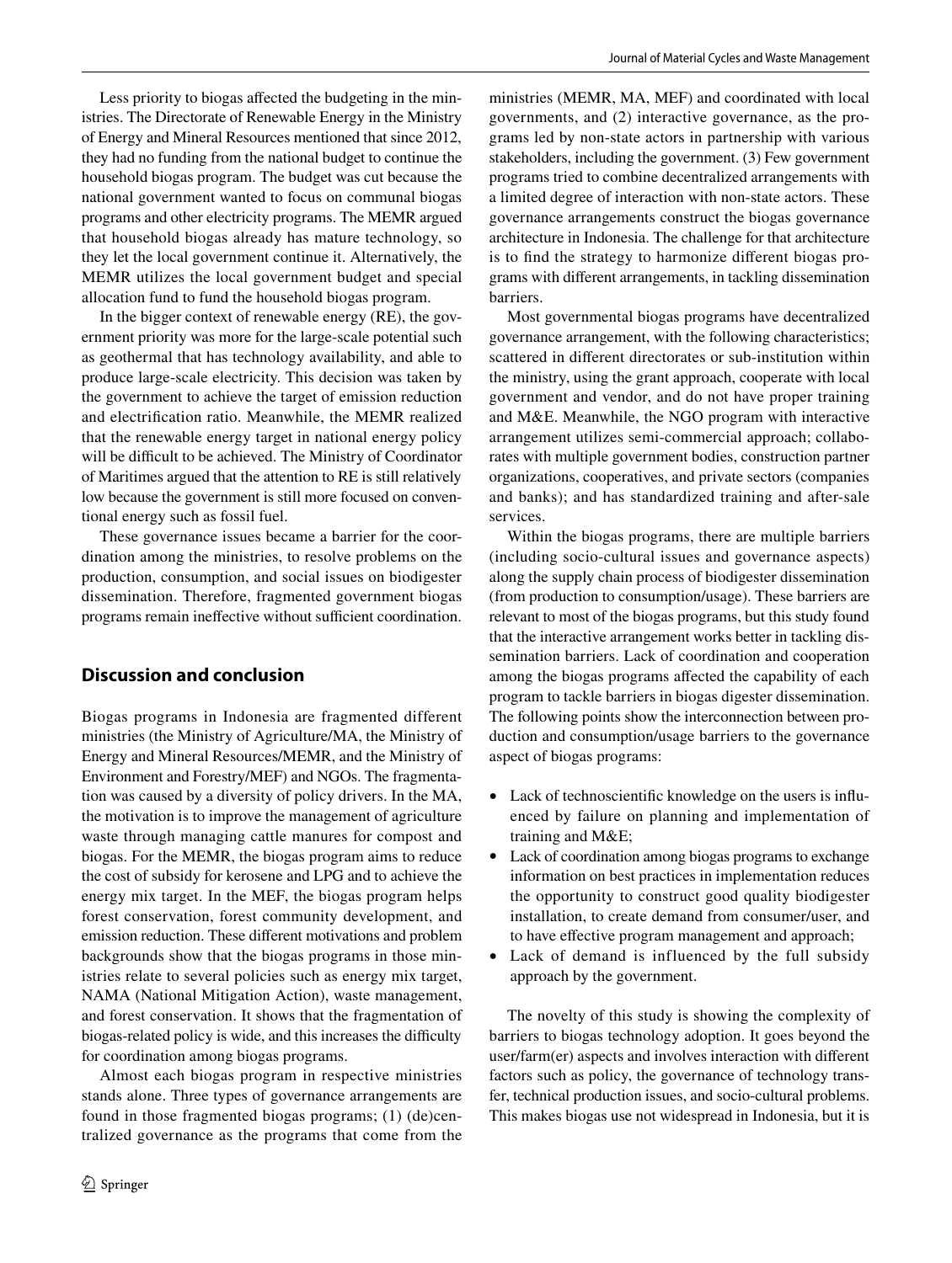Less priority to biogas affected the budgeting in the ministries. The Directorate of Renewable Energy in the Ministry of Energy and Mineral Resources mentioned that since 2012, they had no funding from the national budget to continue the household biogas program. The budget was cut because the national government wanted to focus on communal biogas programs and other electricity programs. The MEMR argued that household biogas already has mature technology, so they let the local government continue it. Alternatively, the MEMR utilizes the local government budget and special allocation fund to fund the household biogas program.

In the bigger context of renewable energy (RE), the government priority was more for the large-scale potential such as geothermal that has technology availability, and able to produce large-scale electricity. This decision was taken by the government to achieve the target of emission reduction and electrification ratio. Meanwhile, the MEMR realized that the renewable energy target in national energy policy will be difficult to be achieved. The Ministry of Coordinator of Maritimes argued that the attention to RE is still relatively low because the government is still more focused on conventional energy such as fossil fuel.

These governance issues became a barrier for the coordination among the ministries, to resolve problems on the production, consumption, and social issues on biodigester dissemination. Therefore, fragmented government biogas programs remain ineffective without sufficient coordination.

## Discussion and conclusion

Biogas programs in Indonesia are fragmented different ministries (the Ministry of Agriculture/MA, the Ministry of Energy and Mineral Resources/MEMR, and the Ministry of Environment and Forestry/MEF) and NGOs. The fragmentation was caused by a diversity of policy drivers. In the MA, the motivation is to improve the management of agriculture waste through managing cattle manures for compost and biogas. For the MEMR, the biogas program aims to reduce the cost of subsidy for kerosene and LPG and to achieve the energy mix target. In the MEF, the biogas program helps forest conservation, forest community development, and emission reduction. These different motivations and problem backgrounds show that the biogas programs in those ministries relate to several policies such as energy mix target, NAMA (National Mitigation Action), waste management, and forest conservation. It shows that the fragmentation of biogas-related policy is wide, and this increases the difficulty for coordination among biogas programs.

Almost each biogas program in respective ministries stands alone. Three types of governance arrangements are found in those fragmented biogas programs; (1) (de)centralized governance as the programs that come from the ministries (MEMR, MA, MEF) and coordinated with local governments, and (2) interactive governance, as the programs led by non-state actors in partnership with various stakeholders, including the government. (3) Few government programs tried to combine decentralized arrangements with a limited degree of interaction with non-state actors. These governance arrangements construct the biogas governance architecture in Indonesia. The challenge for that architecture is to find the strategy to harmonize different biogas programs with different arrangements, in tackling dissemination barriers.

Most governmental biogas programs have decentralized governance arrangement, with the following characteristics; scattered in different directorates or sub-institution within the ministry, using the grant approach, cooperate with local government and vendor, and do not have proper training and M&E. Meanwhile, the NGO program with interactive arrangement utilizes semi-commercial approach; collaborates with multiple government bodies, construction partner organizations, cooperatives, and private sectors (companies and banks); and has standardized training and after-sale services.

Within the biogas programs, there are multiple barriers (including socio-cultural issues and governance aspects) along the supply chain process of biodigester dissemination (from production to consumption/usage). These barriers are relevant to most of the biogas programs, but this study found that the interactive arrangement works better in tackling dissemination barriers. Lack of coordination and cooperation among the biogas programs affected the capability of each program to tackle barriers in biogas digester dissemination. The following points show the interconnection between production and consumption/usage barriers to the governance aspect of biogas programs:

- Lack of technoscientific knowledge on the users is influenced by failure on planning and implementation of training and M&E;
- Lack of coordination among biogas programs to exchange information on best practices in implementation reduces the opportunity to construct good quality biodigester installation, to create demand from consumer/user, and to have effective program management and approach;
- Lack of demand is influenced by the full subsidy approach by the government.

The novelty of this study is showing the complexity of barriers to biogas technology adoption. It goes beyond the user/farm(er) aspects and involves interaction with different factors such as policy, the governance of technology transfer, technical production issues, and socio-cultural problems. This makes biogas use not widespread in Indonesia, but it is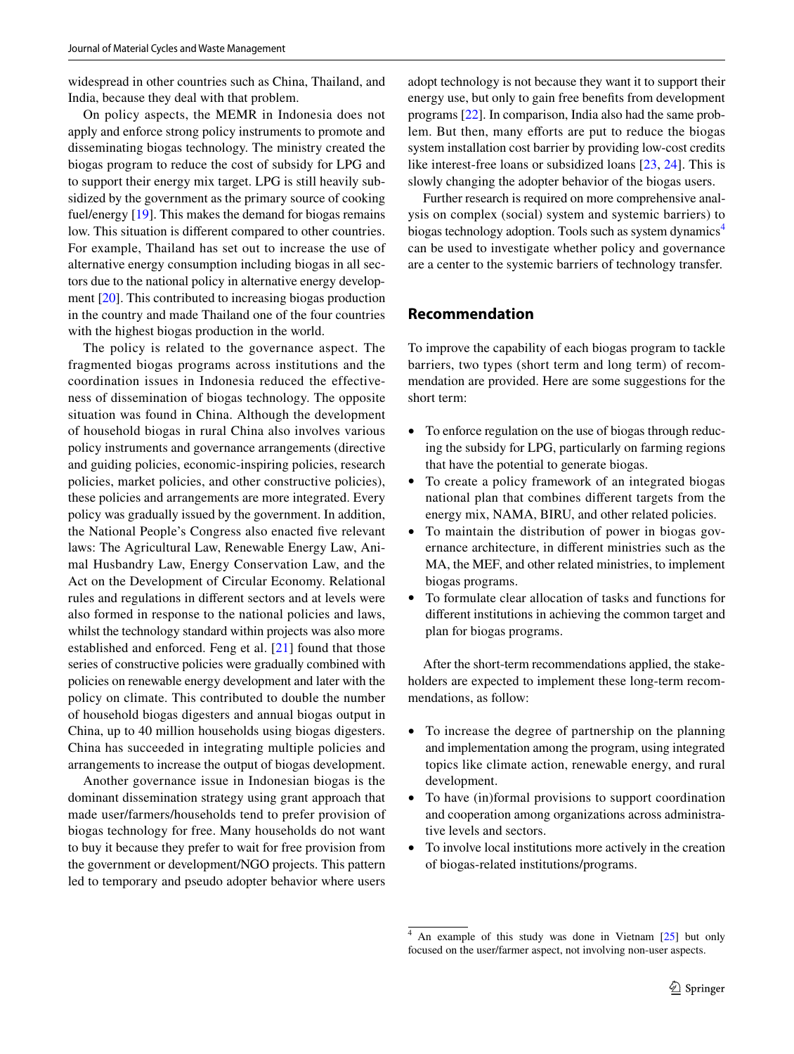widespread in other countries such as China, Thailand, and India, because they deal with that problem.

On policy aspects, the MEMR in Indonesia does not apply and enforce strong policy instruments to promote and disseminating biogas technology. The ministry created the biogas program to reduce the cost of subsidy for LPG and to support their energy mix target. LPG is still heavily subsidized by the government as the primary source of cooking fuel/energy [19]. This makes the demand for biogas remains low. This situation is different compared to other countries. For example, Thailand has set out to increase the use of alternative energy consumption including biogas in all sectors due to the national policy in alternative energy development [20]. This contributed to increasing biogas production in the country and made Thailand one of the four countries with the highest biogas production in the world.

The policy is related to the governance aspect. The fragmented biogas programs across institutions and the coordination issues in Indonesia reduced the effectiveness of dissemination of biogas technology. The opposite situation was found in China. Although the development of household biogas in rural China also involves various policy instruments and governance arrangements (directive and guiding policies, economic-inspiring policies, research policies, market policies, and other constructive policies), these policies and arrangements are more integrated. Every policy was gradually issued by the government. In addition, the National People's Congress also enacted five relevant laws: The Agricultural Law, Renewable Energy Law, Animal Husbandry Law, Energy Conservation Law, and the Act on the Development of Circular Economy. Relational rules and regulations in different sectors and at levels were also formed in response to the national policies and laws, whilst the technology standard within projects was also more established and enforced. Feng et al. [21] found that those series of constructive policies were gradually combined with policies on renewable energy development and later with the policy on climate. This contributed to double the number of household biogas digesters and annual biogas output in China, up to 40 million households using biogas digesters. China has succeeded in integrating multiple policies and arrangements to increase the output of biogas development.

Another governance issue in Indonesian biogas is the dominant dissemination strategy using grant approach that made user/farmers/households tend to prefer provision of biogas technology for free. Many households do not want to buy it because they prefer to wait for free provision from the government or development/NGO projects. This pattern led to temporary and pseudo adopter behavior where users adopt technology is not because they want it to support their energy use, but only to gain free benefits from development programs [22]. In comparison, India also had the same problem. But then, many efforts are put to reduce the biogas system installation cost barrier by providing low-cost credits like interest-free loans or subsidized loans [23, 24]. This is slowly changing the adopter behavior of the biogas users.

Further research is required on more comprehensive analysis on complex (social) system and systemic barriers) to biogas technology adoption. Tools such as system dynamics[4] can be used to investigate whether policy and governance are a center to the systemic barriers of technology transfer.

## Recommendation

To improve the capability of each biogas program to tackle barriers, two types (short term and long term) of recommendation are provided. Here are some suggestions for the short term:

- To enforce regulation on the use of biogas through reducing the subsidy for LPG, particularly on farming regions that have the potential to generate biogas.
- To create a policy framework of an integrated biogas national plan that combines different targets from the energy mix, NAMA, BIRU, and other related policies.
- To maintain the distribution of power in biogas governance architecture, in different ministries such as the MA, the MEF, and other related ministries, to implement biogas programs.
- To formulate clear allocation of tasks and functions for different institutions in achieving the common target and plan for biogas programs.

After the short-term recommendations applied, the stakeholders are expected to implement these long-term recommendations, as follow:

- To increase the degree of partnership on the planning and implementation among the program, using integrated topics like climate action, renewable energy, and rural development.
- To have (in)formal provisions to support coordination and cooperation among organizations across administrative levels and sectors.
- To involve local institutions more actively in the creation of biogas-related institutions/programs.

[4] An example of this study was done in Vietnam [25] but only focused on the user/farmer aspect, not involving non-user aspects.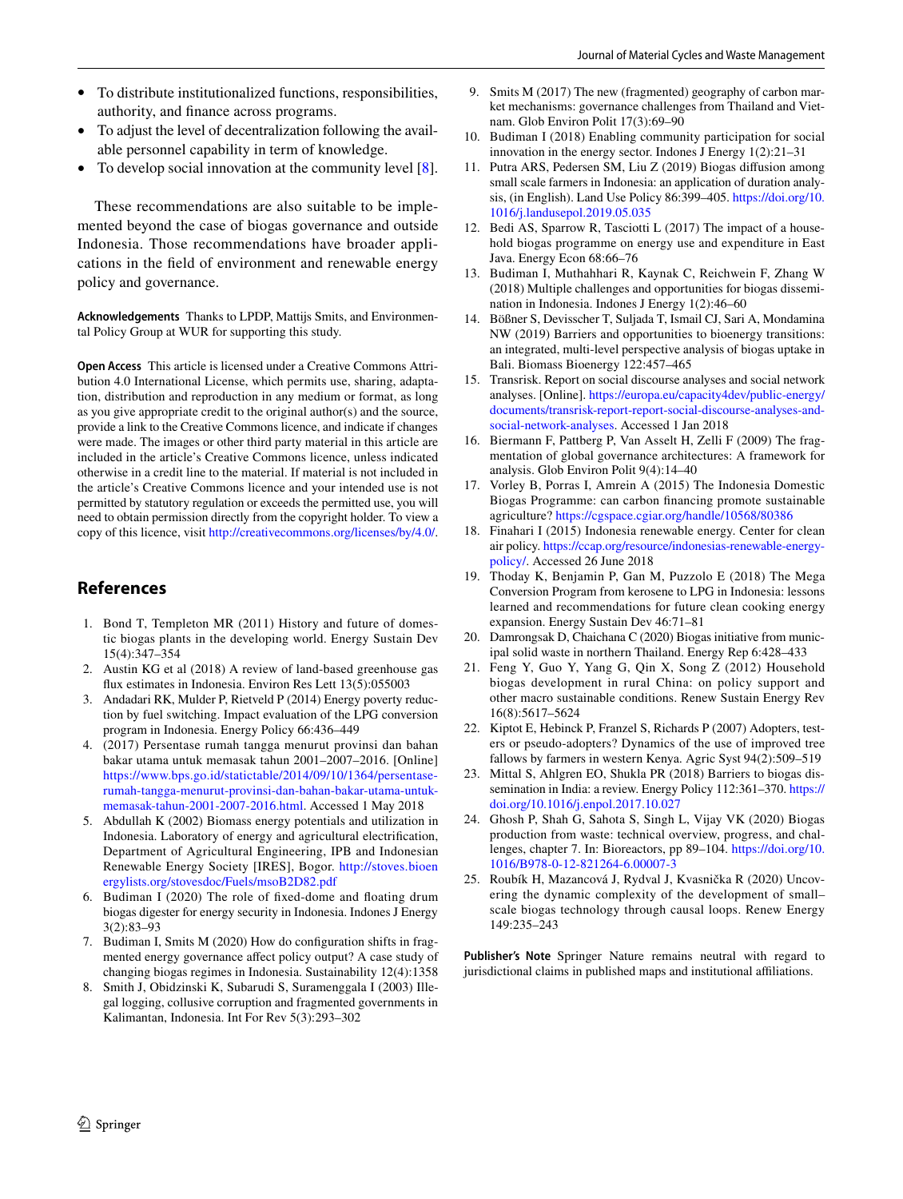- To distribute institutionalized functions, responsibilities, authority, and finance across programs.
- To adjust the level of decentralization following the available personnel capability in term of knowledge.
- To develop social innovation at the community level [8].

These recommendations are also suitable to be implemented beyond the case of biogas governance and outside Indonesia. Those recommendations have broader applications in the field of environment and renewable energy policy and governance.

**Acknowledgements** Thanks to LPDP, Mattijs Smits, and Environmental Policy Group at WUR for supporting this study.

**Open Access** This article is licensed under a Creative Commons Attribution 4.0 International License, which permits use, sharing, adaptation, distribution and reproduction in any medium or format, as long as you give appropriate credit to the original author(s) and the source, provide a link to the Creative Commons licence, and indicate if changes were made. The images or other third party material in this article are included in the article's Creative Commons licence, unless indicated otherwise in a credit line to the material. If material is not included in the article's Creative Commons licence and your intended use is not permitted by statutory regulation or exceeds the permitted use, you will need to obtain permission directly from the copyright holder. To view a copy of this licence, visit http://creativecommons.org/licenses/by/4.0/.

## References

1. Bond T, Templeton MR (2011) History and future of domestic biogas plants in the developing world. Energy Sustain Dev 15(4):347–354
2. Austin KG et al (2018) A review of land-based greenhouse gas flux estimates in Indonesia. Environ Res Lett 13(5):055003
3. Andadari RK, Mulder P, Rietveld P (2014) Energy poverty reduction by fuel switching. Impact evaluation of the LPG conversion program in Indonesia. Energy Policy 66:436–449
4. (2017) Persentase rumah tangga menurut provinsi dan bahan bakar utama untuk memasak tahun 2001–2007–2016. [Online] https://www.bps.go.id/statictable/2014/09/10/1364/persentase-rumah-tangga-menurut-provinsi-dan-bahan-bakar-utama-untuk-memasak-tahun-2001-2007-2016.html. Accessed 1 May 2018
5. Abdullah K (2002) Biomass energy potentials and utilization in Indonesia. Laboratory of energy and agricultural electrification, Department of Agricultural Engineering, IPB and Indonesian Renewable Energy Society [IRES], Bogor. http://stoves.bioenergylists.org/stovesdoc/Fuels/msoB2D82.pdf
6. Budiman I (2020) The role of fixed-dome and floating drum biogas digester for energy security in Indonesia. Indones J Energy 3(2):83–93
7. Budiman I, Smits M (2020) How do configuration shifts in fragmented energy governance affect policy output? A case study of changing biogas regimes in Indonesia. Sustainability 12(4):1358
8. Smith J, Obidzinski K, Subarudi S, Suramenggala I (2003) Illegal logging, collusive corruption and fragmented governments in Kalimantan, Indonesia. Int For Rev 5(3):293–302
9. Smits M (2017) The new (fragmented) geography of carbon market mechanisms: governance challenges from Thailand and Vietnam. Glob Environ Polit 17(3):69–90
10. Budiman I (2018) Enabling community participation for social innovation in the energy sector. Indones J Energy 1(2):21–31
11. Putra ARS, Pedersen SM, Liu Z (2019) Biogas diffusion among small scale farmers in Indonesia: an application of duration analysis, (in English). Land Use Policy 86:399–405. https://doi.org/10.1016/j.landusepol.2019.05.035
12. Bedi AS, Sparrow R, Tasciotti L (2017) The impact of a household biogas programme on energy use and expenditure in East Java. Energy Econ 68:66–76
13. Budiman I, Muthahhari R, Kaynak C, Reichwein F, Zhang W (2018) Multiple challenges and opportunities for biogas dissemination in Indonesia. Indones J Energy 1(2):46–60
14. Bößner S, Devisscher T, Suljada T, Ismail CJ, Sari A, Mondamina NW (2019) Barriers and opportunities to bioenergy transitions: an integrated, multi-level perspective analysis of biogas uptake in Bali. Biomass Bioenergy 122:457–465
15. Transrisk. Report on social discourse analyses and social network analyses. [Online]. https://europa.eu/capacity4dev/public-energy/documents/transrisk-report-report-social-discourse-analyses-and-social-network-analyses. Accessed 1 Jan 2018
16. Biermann F, Pattberg P, Van Asselt H, Zelli F (2009) The fragmentation of global governance architectures: A framework for analysis. Glob Environ Polit 9(4):14–40
17. Vorley B, Porras I, Amrein A (2015) The Indonesia Domestic Biogas Programme: can carbon financing promote sustainable agriculture? https://cgspace.cgiar.org/handle/10568/80386
18. Finahari I (2015) Indonesia renewable energy. Center for clean air policy. https://ccap.org/resource/indonesias-renewable-energy-policy/. Accessed 26 June 2018
19. Thoday K, Benjamin P, Gan M, Puzzolo E (2018) The Mega Conversion Program from kerosene to LPG in Indonesia: lessons learned and recommendations for future clean cooking energy expansion. Energy Sustain Dev 46:71–81
20. Damrongsak D, Chaichana C (2020) Biogas initiative from municipal solid waste in northern Thailand. Energy Rep 6:428–433
21. Feng Y, Guo Y, Yang G, Qin X, Song Z (2012) Household biogas development in rural China: on policy support and other macro sustainable conditions. Renew Sustain Energy Rev 16(8):5617–5624
22. Kiptot E, Hebinck P, Franzel S, Richards P (2007) Adopters, testers or pseudo-adopters? Dynamics of the use of improved tree fallows by farmers in western Kenya. Agric Syst 94(2):509–519
23. Mittal S, Ahlgren EO, Shukla PR (2018) Barriers to biogas dissemination in India: a review. Energy Policy 112:361–370. https://doi.org/10.1016/j.enpol.2017.10.027
24. Ghosh P, Shah G, Sahota S, Singh L, Vijay VK (2020) Biogas production from waste: technical overview, progress, and challenges, chapter 7. In: Bioreactors, pp 89–104. https://doi.org/10.1016/B978-0-12-821264-6.00007-3
25. Roubík H, Mazancová J, Rydval J, Kvasnička R (2020) Uncovering the dynamic complexity of the development of small–scale biogas technology through causal loops. Renew Energy 149:235–243

**Publisher's Note** Springer Nature remains neutral with regard to jurisdictional claims in published maps and institutional affiliations.